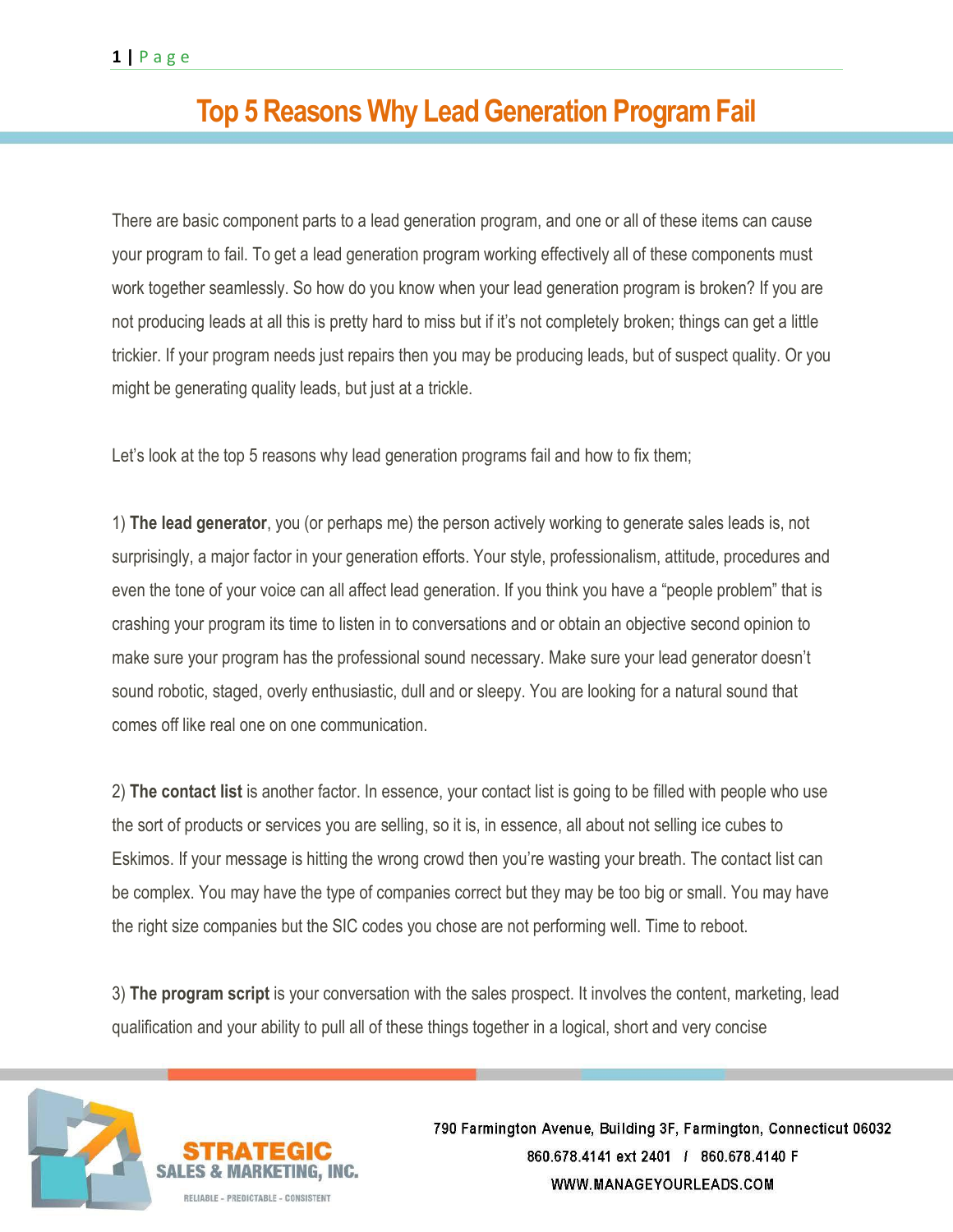# Top 5 Reasons Why Lead Generation Program Fail

There are basic component parts to a lead generation program, and one or all of these items can cause your program to fail. To get a lead generation program working effectively all of these components must work together seamlessly. So how do you know when your lead generation program is broken? If you are not producing leads at all this is pretty hard to miss but if it's not completely broken; things can get a little trickier. If your program needs just repairs then you may be producing leads, but of suspect quality. Or you might be generating quality leads, but just at a trickle.

Let's look at the top 5 reasons why lead generation programs fail and how to fix them;

1) **The lead generator**, you (or perhaps me) the person actively working to generate sales leads is, not surprisingly, a major factor in your generation efforts. Your style, professionalism, attitude, procedures and even the tone of your voice can all affect lead generation. If you think you have a "people problem" that is crashing your program its time to listen in to conversations and or obtain an objective second opinion to make sure your program has the professional sound necessary. Make sure your lead generator doesn't sound robotic, staged, overly enthusiastic, dull and or sleepy. You are looking for a natural sound that comes off like real one on one communication.

2) **The contact list** is another factor. In essence, your contact list is going to be filled with people who use the sort of products or services you are selling, so it is, in essence, all about not selling ice cubes to Eskimos. If your message is hitting the wrong crowd then you're wasting your breath. The contact list can be complex. You may have the type of companies correct but they may be too big or small. You may have the right size companies but the SIC codes you chose are not performing well. Time to reboot.

3) **The program script** is your conversation with the sales prospect. It involves the content, marketing, lead qualification and your ability to pull all of these things together in a logical, short and very concise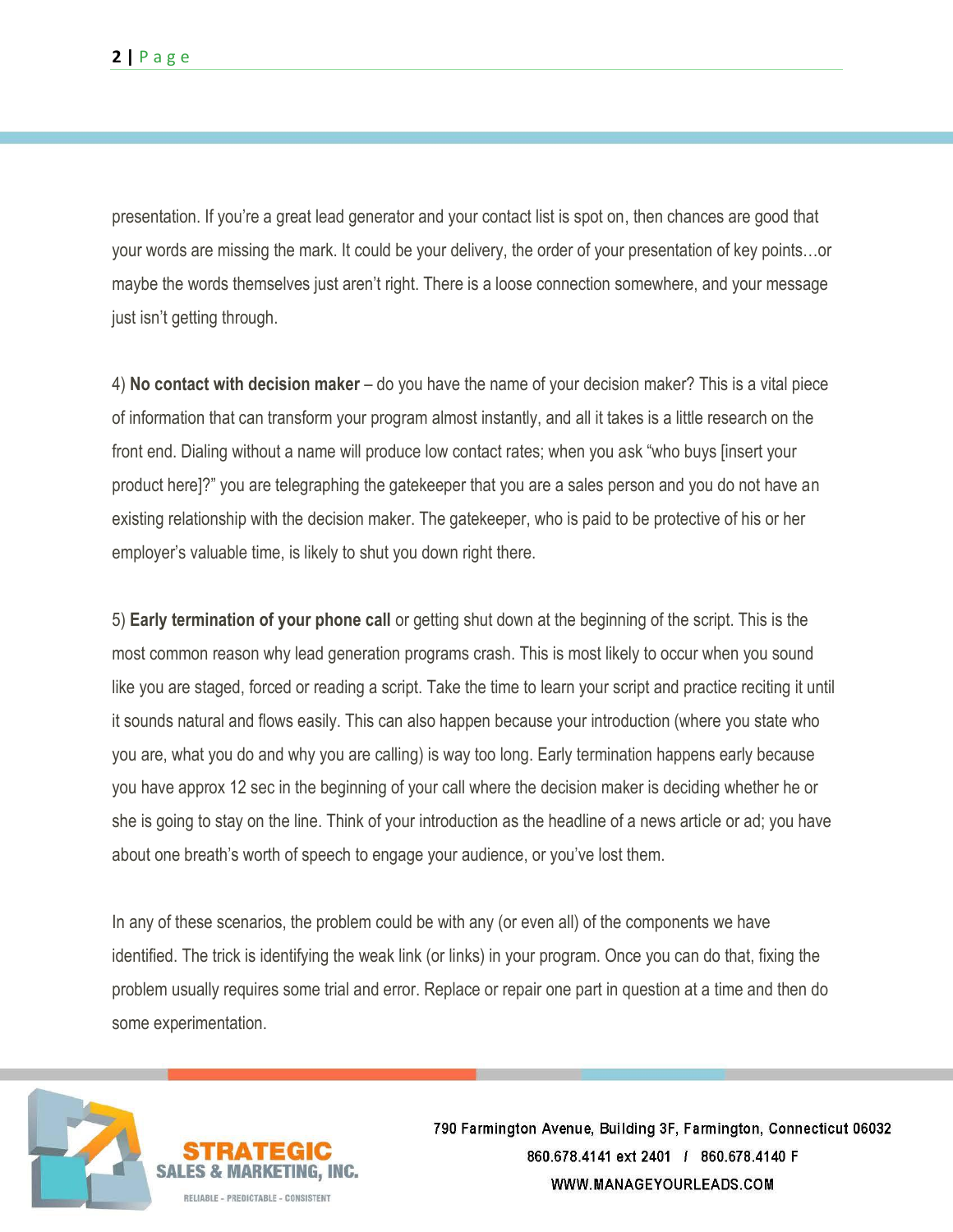presentation. If you're a great lead generator and your contact list is spot on, then chances are good that your words are missing the mark. It could be your delivery, the order of your presentation of key points…or maybe the words themselves just aren't right. There is a loose connection somewhere, and your message just isn't getting through.

4) **No contact with decision maker** – do you have the name of your decision maker? This is a vital piece of information that can transform your program almost instantly, and all it takes is a little research on the front end. Dialing without a name will produce low contact rates; when you ask "who buys [insert your product here]?" you are telegraphing the gatekeeper that you are a sales person and you do not have an existing relationship with the decision maker. The gatekeeper, who is paid to be protective of his or her employer's valuable time, is likely to shut you down right there.

5) **Early termination of your phone call** or getting shut down at the beginning of the script. This is the most common reason why lead generation programs crash. This is most likely to occur when you sound like you are staged, forced or reading a script. Take the time to learn your script and practice reciting it until it sounds natural and flows easily. This can also happen because your introduction (where you state who you are, what you do and why you are calling) is way too long. Early termination happens early because you have approx 12 sec in the beginning of your call where the decision maker is deciding whether he or she is going to stay on the line. Think of your introduction as the headline of a news article or ad; you have about one breath's worth of speech to engage your audience, or you've lost them.

In any of these scenarios, the problem could be with any (or even all) of the components we have identified. The trick is identifying the weak link (or links) in your program. Once you can do that, fixing the problem usually requires some trial and error. Replace or repair one part in question at a time and then do some experimentation.

STRATEGIC SALES & MARKETING, INC.
RELIABLE - PREDICTABLE - CONSISTENT

790 Farmington Avenue, Building 3F, Farmington, Connecticut 06032
860.678.4141 ext 2401 / 860.678.4140 F
WWW.MANAGEYOURLEADS.COM